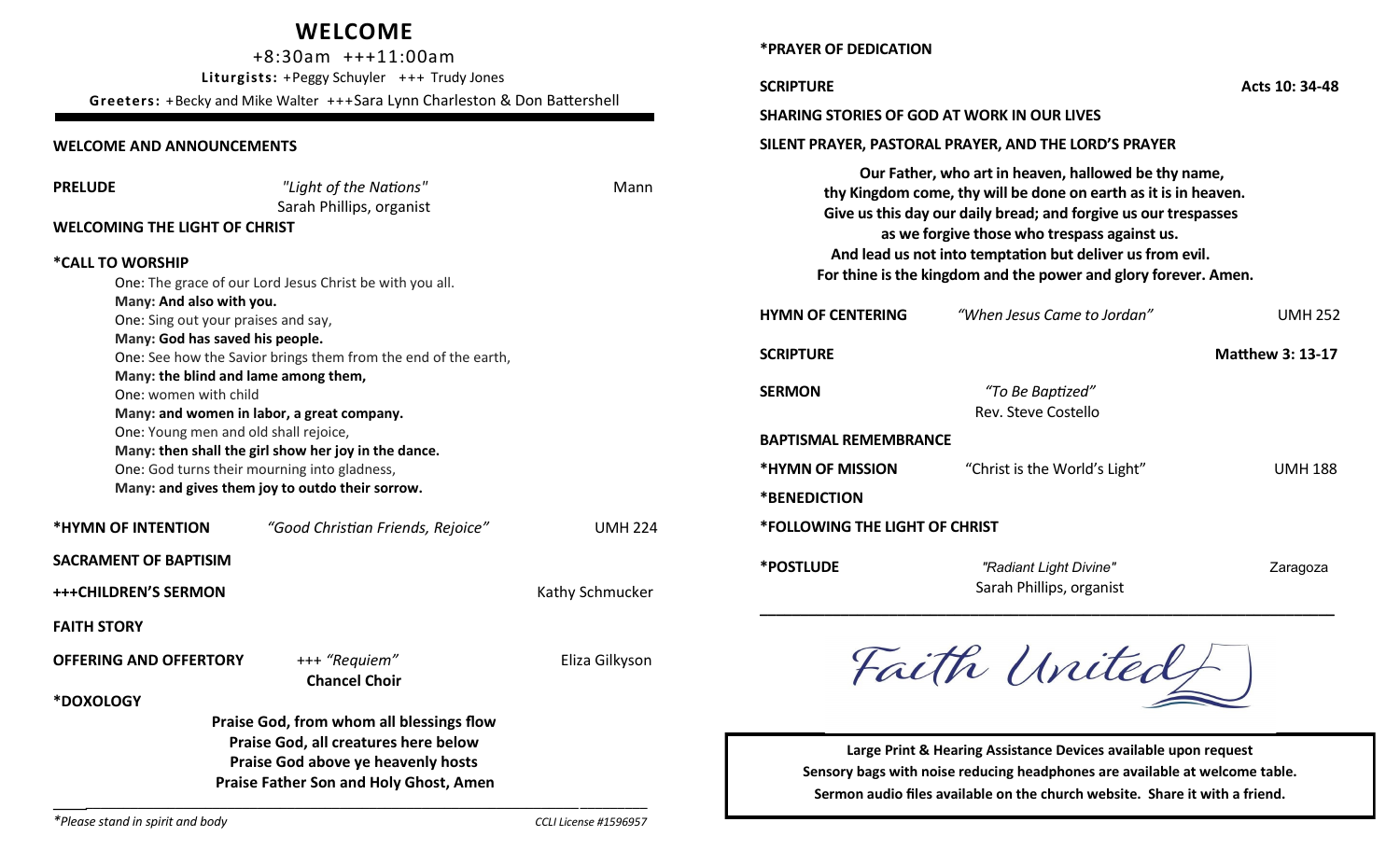# WELCOME

+8:30am +++11:00am

**Liturgists:** +Peggy Schuyler +++ Trudy Jones

**Greeters:** +Becky and Mike Walter +++Sara Lynn Charleston & Don Battershell

**WELCOME AND ANNOUNCEMENTS**

**PRELUDE** *"Light of the Nations"* Mann
Sarah Phillips, organist

**WELCOMING THE LIGHT OF CHRIST**

**\*CALL TO WORSHIP**

One: The grace of our Lord Jesus Christ be with you all.
**Many: And also with you.**
One: Sing out your praises and say,
**Many: God has saved his people.**
One: See how the Savior brings them from the end of the earth,
**Many: the blind and lame among them,**
One: women with child
**Many: and women in labor, a great company.**
One: Young men and old shall rejoice,
**Many: then shall the girl show her joy in the dance.**
One: God turns their mourning into gladness,
**Many: and gives them joy to outdo their sorrow.**

**\*HYMN OF INTENTION** *"Good Christian Friends, Rejoice"* UMH 224

**SACRAMENT OF BAPTISIM**

**+++CHILDREN'S SERMON** Kathy Schmucker

**FAITH STORY**

**OFFERING AND OFFERTORY** +++ *"Requiem"* Eliza Gilkyson
**Chancel Choir**

**\*DOXOLOGY**

**Praise God, from whom all blessings flow**
**Praise God, all creatures here below**
**Praise God above ye heavenly hosts**
**Praise Father Son and Holy Ghost, Amen**

*\*Please stand in spirit and body*

*CCLI License #1596957*

**\*PRAYER OF DEDICATION**

**SCRIPTURE** **Acts 10: 34-48**

**SHARING STORIES OF GOD AT WORK IN OUR LIVES**

**SILENT PRAYER, PASTORAL PRAYER, AND THE LORD'S PRAYER**

**Our Father, who art in heaven, hallowed be thy name,**
**thy Kingdom come, thy will be done on earth as it is in heaven.**
**Give us this day our daily bread; and forgive us our trespasses**
**as we forgive those who trespass against us.**
**And lead us not into temptation but deliver us from evil.**
**For thine is the kingdom and the power and glory forever. Amen.**

**HYMN OF CENTERING** *"When Jesus Came to Jordan"* UMH 252

**SCRIPTURE** **Matthew 3: 13-17**

**SERMON** *"To Be Baptized"*
Rev. Steve Costello

**BAPTISMAL REMEMBRANCE**

**\*HYMN OF MISSION** "Christ is the World's Light" UMH 188

**\*BENEDICTION**

**\*FOLLOWING THE LIGHT OF CHRIST**

**\*POSTLUDE** *"Radiant Light Divine"* Zaragoza
Sarah Phillips, organist

Faith United

**Large Print & Hearing Assistance Devices available upon request**
**Sensory bags with noise reducing headphones are available at welcome table.**
**Sermon audio files available on the church website. Share it with a friend.**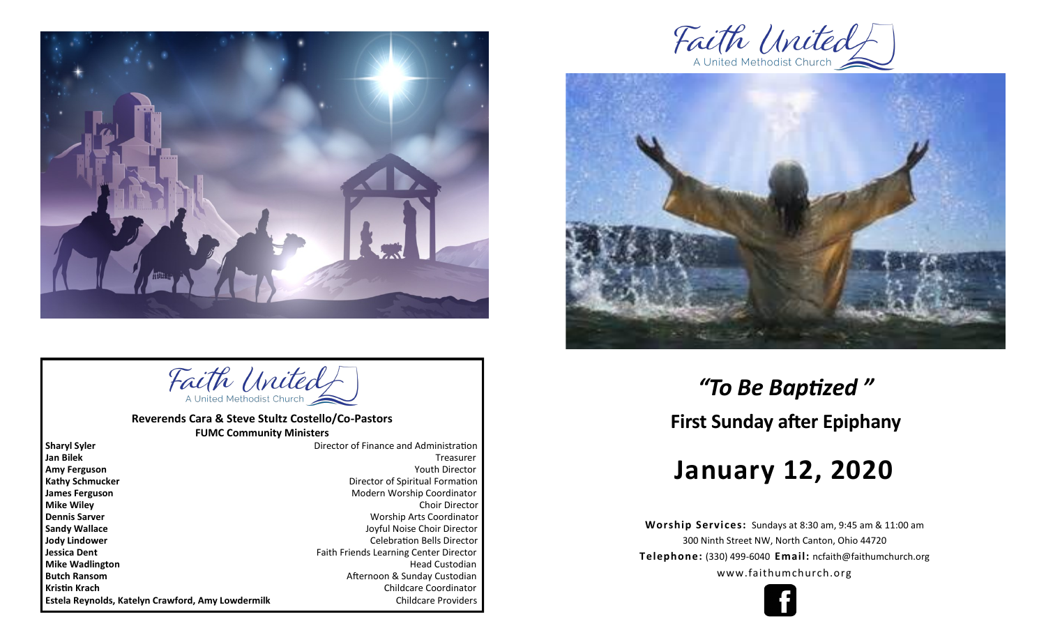Faith United
A United Methodist Church

**Reverends Cara & Steve Stultz Costello/Co-Pastors**

**FUMC Community Ministers**

| | |
|---|---|
| **Sharyl Syler** | Director of Finance and Administration |
| **Jan Bilek** | Treasurer |
| **Amy Ferguson** | Youth Director |
| **Kathy Schmucker** | Director of Spiritual Formation |
| **James Ferguson** | Modern Worship Coordinator |
| **Mike Wiley** | Choir Director |
| **Dennis Sarver** | Worship Arts Coordinator |
| **Sandy Wallace** | Joyful Noise Choir Director |
| **Jody Lindower** | Celebration Bells Director |
| **Jessica Dent** | Faith Friends Learning Center Director |
| **Mike Wadlington** | Head Custodian |
| **Butch Ransom** | Afternoon & Sunday Custodian |
| **Kristin Krach** | Childcare Coordinator |
| **Estela Reynolds, Katelyn Crawford, Amy Lowdermilk** | Childcare Providers |

Faith United
A United Methodist Church

# *"To Be Baptized"*

## First Sunday after Epiphany

# January 12, 2020

**Worship Services:** Sundays at 8:30 am, 9:45 am & 11:00 am
300 Ninth Street NW, North Canton, Ohio 44720
**Telephone:** (330) 499-6040 **Email:** ncfaith@faithumchurch.org
www.faithumchurch.org